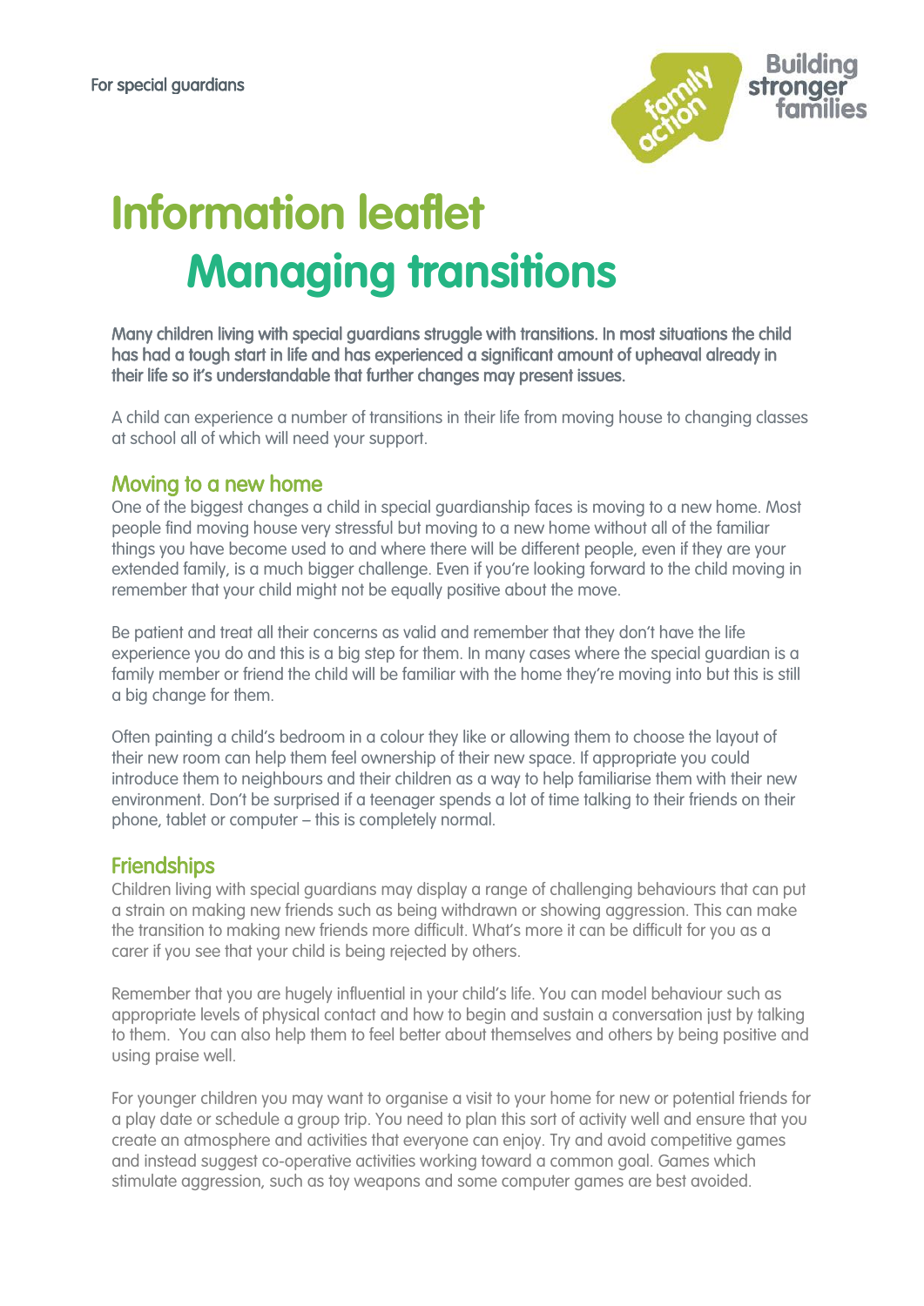For special guardians

# Information leaflet

# Managing transitions

Many children living with special guardians struggle with transitions. In most situations the child has had a tough start in life and has experienced a significant amount of upheaval already in their life so it's understandable that further changes may present issues.

A child can experience a number of transitions in their life from moving house to changing classes at school all of which will need your support.

## Moving to a new home

One of the biggest changes a child in special guardianship faces is moving to a new home. Most people find moving house very stressful but moving to a new home without all of the familiar things you have become used to and where there will be different people, even if they are your extended family, is a much bigger challenge. Even if you're looking forward to the child moving in remember that your child might not be equally positive about the move.

Be patient and treat all their concerns as valid and remember that they don't have the life experience you do and this is a big step for them. In many cases where the special guardian is a family member or friend the child will be familiar with the home they're moving into but this is still a big change for them.

Often painting a child's bedroom in a colour they like or allowing them to choose the layout of their new room can help them feel ownership of their new space. If appropriate you could introduce them to neighbours and their children as a way to help familiarise them with their new environment. Don't be surprised if a teenager spends a lot of time talking to their friends on their phone, tablet or computer – this is completely normal.

## Friendships

Children living with special guardians may display a range of challenging behaviours that can put a strain on making new friends such as being withdrawn or showing aggression. This can make the transition to making new friends more difficult. What's more it can be difficult for you as a carer if you see that your child is being rejected by others.

Remember that you are hugely influential in your child's life. You can model behaviour such as appropriate levels of physical contact and how to begin and sustain a conversation just by talking to them. You can also help them to feel better about themselves and others by being positive and using praise well.

For younger children you may want to organise a visit to your home for new or potential friends for a play date or schedule a group trip. You need to plan this sort of activity well and ensure that you create an atmosphere and activities that everyone can enjoy. Try and avoid competitive games and instead suggest co-operative activities working toward a common goal. Games which stimulate aggression, such as toy weapons and some computer games are best avoided.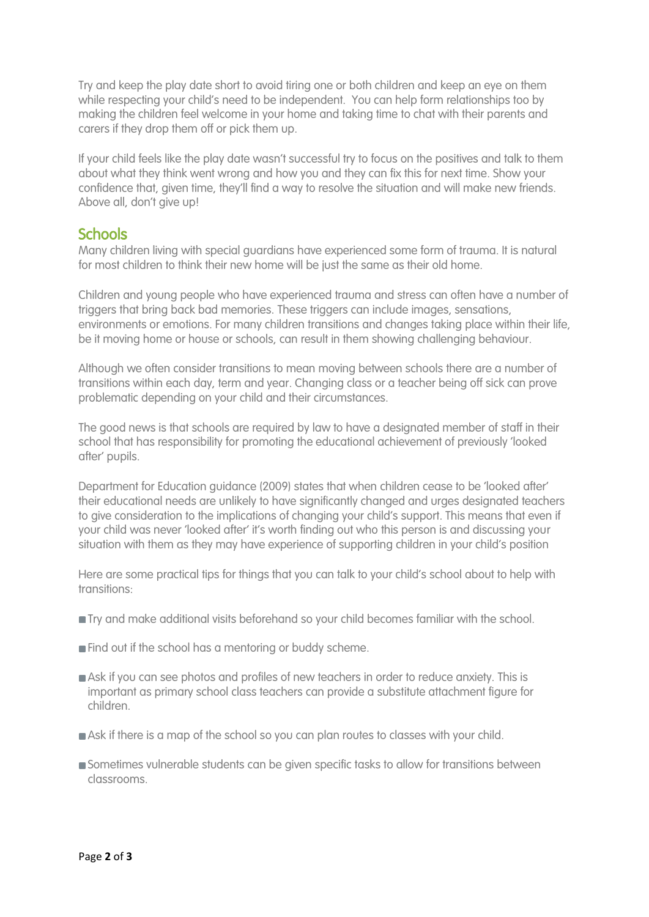Try and keep the play date short to avoid tiring one or both children and keep an eye on them while respecting your child's need to be independent.  You can help form relationships too by making the children feel welcome in your home and taking time to chat with their parents and carers if they drop them off or pick them up.

If your child feels like the play date wasn't successful try to focus on the positives and talk to them about what they think went wrong and how you and they can fix this for next time. Show your confidence that, given time, they'll find a way to resolve the situation and will make new friends. Above all, don't give up!

## Schools

Many children living with special guardians have experienced some form of trauma. It is natural for most children to think their new home will be just the same as their old home.

Children and young people who have experienced trauma and stress can often have a number of triggers that bring back bad memories. These triggers can include images, sensations, environments or emotions. For many children transitions and changes taking place within their life, be it moving home or house or schools, can result in them showing challenging behaviour.

Although we often consider transitions to mean moving between schools there are a number of transitions within each day, term and year. Changing class or a teacher being off sick can prove problematic depending on your child and their circumstances.

The good news is that schools are required by law to have a designated member of staff in their school that has responsibility for promoting the educational achievement of previously 'looked after' pupils.

Department for Education guidance (2009) states that when children cease to be 'looked after' their educational needs are unlikely to have significantly changed and urges designated teachers to give consideration to the implications of changing your child's support. This means that even if your child was never 'looked after' it's worth finding out who this person is and discussing your situation with them as they may have experience of supporting children in your child's position

Here are some practical tips for things that you can talk to your child's school about to help with transitions:

- Try and make additional visits beforehand so your child becomes familiar with the school.
- Find out if the school has a mentoring or buddy scheme.
- Ask if you can see photos and profiles of new teachers in order to reduce anxiety. This is important as primary school class teachers can provide a substitute attachment figure for children.
- Ask if there is a map of the school so you can plan routes to classes with your child.
- Sometimes vulnerable students can be given specific tasks to allow for transitions between classrooms.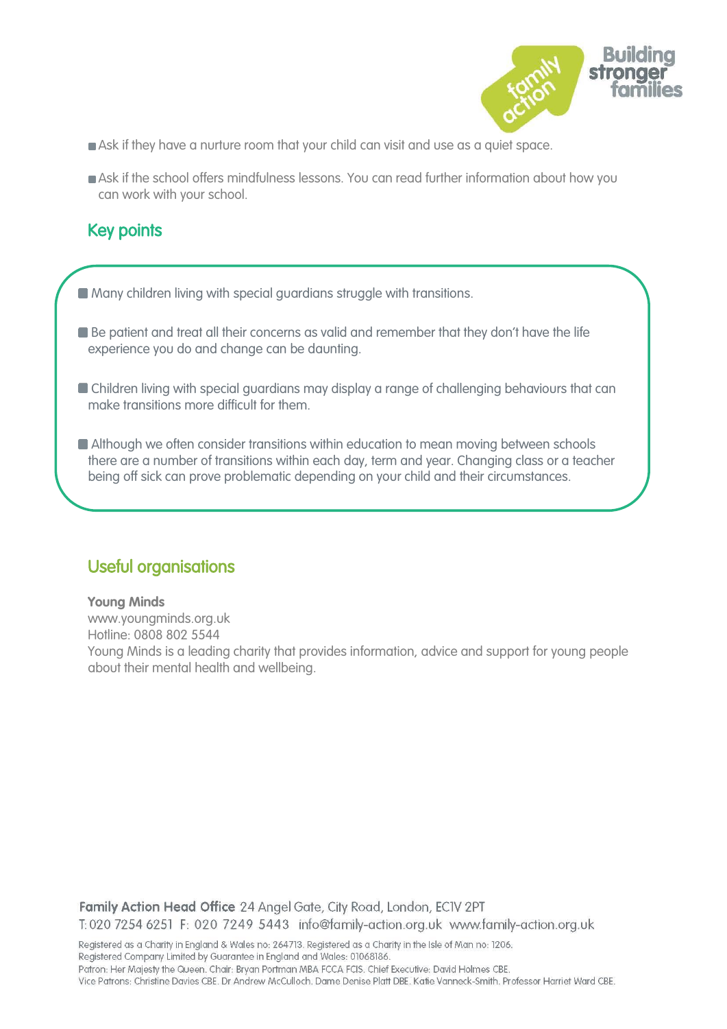- Ask if they have a nurture room that your child can visit and use as a quiet space.
- Ask if the school offers mindfulness lessons. You can read further information about how you can work with your school.

## Key points

- Many children living with special guardians struggle with transitions.
- Be patient and treat all their concerns as valid and remember that they don't have the life experience you do and change can be daunting.
- Children living with special guardians may display a range of challenging behaviours that can make transitions more difficult for them.
- Although we often consider transitions within education to mean moving between schools there are a number of transitions within each day, term and year. Changing class or a teacher being off sick can prove problematic depending on your child and their circumstances.

## Useful organisations

**Young Minds**
www.youngminds.org.uk
Hotline: 0808 802 5544
Young Minds is a leading charity that provides information, advice and support for young people about their mental health and wellbeing.

**Family Action Head Office** 24 Angel Gate, City Road, London, EC1V 2PT
T: 020 7254 6251 F: 020 7249 5443 info@family-action.org.uk www.family-action.org.uk

Registered as a Charity in England & Wales no: 264713. Registered as a Charity in the Isle of Man no: 1206.
Registered Company Limited by Guarantee in England and Wales: 01068186.
Patron: Her Majesty the Queen. Chair: Bryan Portman MBA FCCA FCIS. Chief Executive: David Holmes CBE.
Vice Patrons: Christine Davies CBE. Dr Andrew McCulloch. Dame Denise Platt DBE. Katie Vanneck-Smith. Professor Harriet Ward CBE.